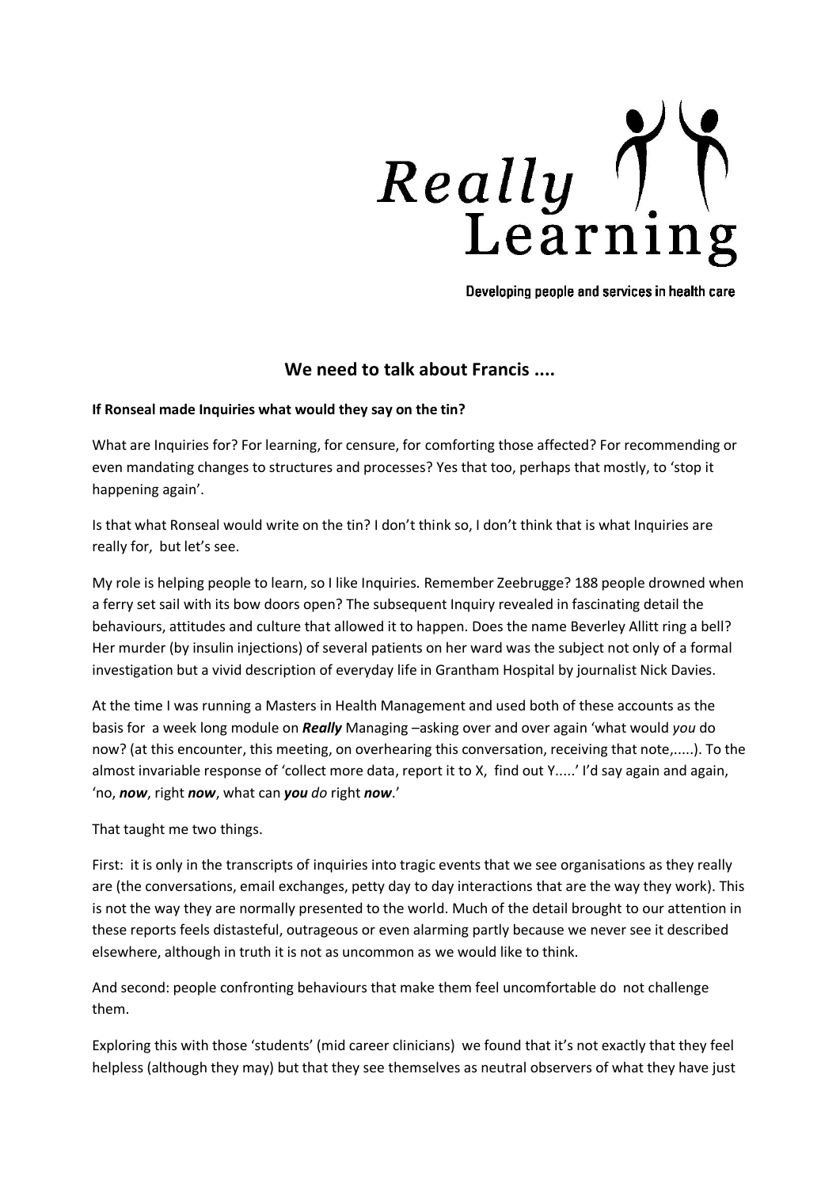Really Learning

Developing people and services in health care

## We need to talk about Francis ....

**If Ronseal made Inquiries what would they say on the tin?**

What are Inquiries for? For learning, for censure, for comforting those affected? For recommending or even mandating changes to structures and processes? Yes that too, perhaps that mostly, to 'stop it happening again'.

Is that what Ronseal would write on the tin? I don't think so, I don't think that is what Inquiries are really for, but let's see.

My role is helping people to learn, so I like Inquiries. Remember Zeebrugge? 188 people drowned when a ferry set sail with its bow doors open? The subsequent Inquiry revealed in fascinating detail the behaviours, attitudes and culture that allowed it to happen. Does the name Beverley Allitt ring a bell? Her murder (by insulin injections) of several patients on her ward was the subject not only of a formal investigation but a vivid description of everyday life in Grantham Hospital by journalist Nick Davies.

At the time I was running a Masters in Health Management and used both of these accounts as the basis for a week long module on ***Really*** Managing –asking over and over again 'what would *you* do now? (at this encounter, this meeting, on overhearing this conversation, receiving that note,.....). To the almost invariable response of 'collect more data, report it to X, find out Y.....' I'd say again and again, 'no, ***now***, right ***now***, what can ***you*** *do* right ***now***.'

That taught me two things.

First: it is only in the transcripts of inquiries into tragic events that we see organisations as they really are (the conversations, email exchanges, petty day to day interactions that are the way they work). This is not the way they are normally presented to the world. Much of the detail brought to our attention in these reports feels distasteful, outrageous or even alarming partly because we never see it described elsewhere, although in truth it is not as uncommon as we would like to think.

And second: people confronting behaviours that make them feel uncomfortable do not challenge them.

Exploring this with those 'students' (mid career clinicians) we found that it's not exactly that they feel helpless (although they may) but that they see themselves as neutral observers of what they have just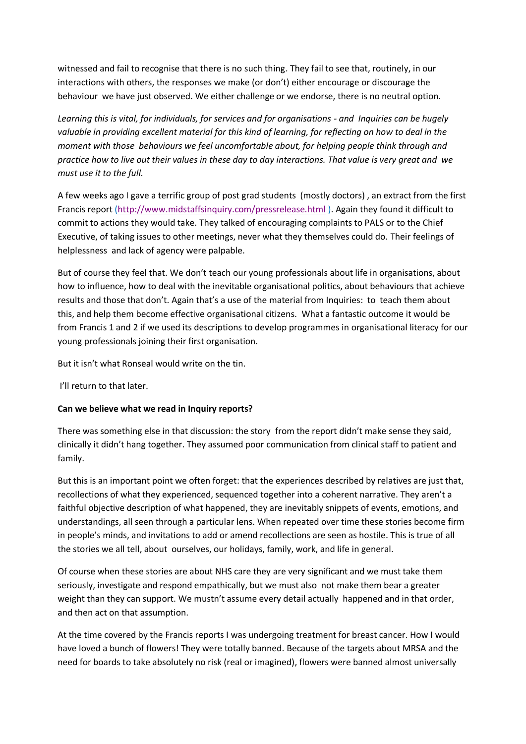witnessed and fail to recognise that there is no such thing. They fail to see that, routinely, in our interactions with others, the responses we make (or don't) either encourage or discourage the behaviour we have just observed. We either challenge or we endorse, there is no neutral option.

*Learning this is vital, for individuals, for services and for organisations - and Inquiries can be hugely valuable in providing excellent material for this kind of learning, for reflecting on how to deal in the moment with those behaviours we feel uncomfortable about, for helping people think through and practice how to live out their values in these day to day interactions. That value is very great and we must use it to the full.*

A few weeks ago I gave a terrific group of post grad students (mostly doctors) , an extract from the first Francis report (http://www.midstaffsinquiry.com/pressrelease.html ). Again they found it difficult to commit to actions they would take. They talked of encouraging complaints to PALS or to the Chief Executive, of taking issues to other meetings, never what they themselves could do. Their feelings of helplessness and lack of agency were palpable.

But of course they feel that. We don't teach our young professionals about life in organisations, about how to influence, how to deal with the inevitable organisational politics, about behaviours that achieve results and those that don't. Again that's a use of the material from Inquiries: to teach them about this, and help them become effective organisational citizens. What a fantastic outcome it would be from Francis 1 and 2 if we used its descriptions to develop programmes in organisational literacy for our young professionals joining their first organisation.

But it isn't what Ronseal would write on the tin.

I'll return to that later.

**Can we believe what we read in Inquiry reports?**

There was something else in that discussion: the story from the report didn't make sense they said, clinically it didn't hang together. They assumed poor communication from clinical staff to patient and family.

But this is an important point we often forget: that the experiences described by relatives are just that, recollections of what they experienced, sequenced together into a coherent narrative. They aren't a faithful objective description of what happened, they are inevitably snippets of events, emotions, and understandings, all seen through a particular lens. When repeated over time these stories become firm in people's minds, and invitations to add or amend recollections are seen as hostile. This is true of all the stories we all tell, about ourselves, our holidays, family, work, and life in general.

Of course when these stories are about NHS care they are very significant and we must take them seriously, investigate and respond empathically, but we must also not make them bear a greater weight than they can support. We mustn't assume every detail actually happened and in that order, and then act on that assumption.

At the time covered by the Francis reports I was undergoing treatment for breast cancer. How I would have loved a bunch of flowers! They were totally banned. Because of the targets about MRSA and the need for boards to take absolutely no risk (real or imagined), flowers were banned almost universally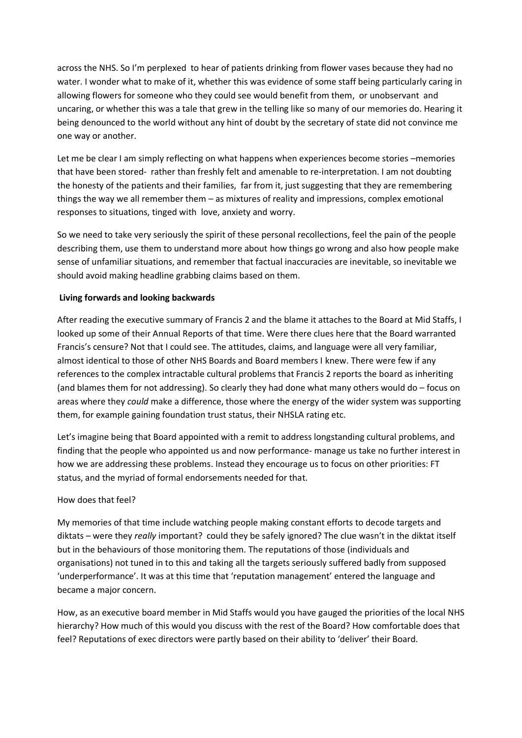across the NHS. So I'm perplexed to hear of patients drinking from flower vases because they had no water. I wonder what to make of it, whether this was evidence of some staff being particularly caring in allowing flowers for someone who they could see would benefit from them, or unobservant and uncaring, or whether this was a tale that grew in the telling like so many of our memories do. Hearing it being denounced to the world without any hint of doubt by the secretary of state did not convince me one way or another.

Let me be clear I am simply reflecting on what happens when experiences become stories –memories that have been stored- rather than freshly felt and amenable to re-interpretation. I am not doubting the honesty of the patients and their families, far from it, just suggesting that they are remembering things the way we all remember them – as mixtures of reality and impressions, complex emotional responses to situations, tinged with love, anxiety and worry.

So we need to take very seriously the spirit of these personal recollections, feel the pain of the people describing them, use them to understand more about how things go wrong and also how people make sense of unfamiliar situations, and remember that factual inaccuracies are inevitable, so inevitable we should avoid making headline grabbing claims based on them.

**Living forwards and looking backwards**

After reading the executive summary of Francis 2 and the blame it attaches to the Board at Mid Staffs, I looked up some of their Annual Reports of that time. Were there clues here that the Board warranted Francis's censure? Not that I could see. The attitudes, claims, and language were all very familiar, almost identical to those of other NHS Boards and Board members I knew. There were few if any references to the complex intractable cultural problems that Francis 2 reports the board as inheriting (and blames them for not addressing). So clearly they had done what many others would do – focus on areas where they *could* make a difference, those where the energy of the wider system was supporting them, for example gaining foundation trust status, their NHSLA rating etc.

Let's imagine being that Board appointed with a remit to address longstanding cultural problems, and finding that the people who appointed us and now performance- manage us take no further interest in how we are addressing these problems. Instead they encourage us to focus on other priorities: FT status, and the myriad of formal endorsements needed for that.

How does that feel?

My memories of that time include watching people making constant efforts to decode targets and diktats – were they *really* important? could they be safely ignored? The clue wasn't in the diktat itself but in the behaviours of those monitoring them. The reputations of those (individuals and organisations) not tuned in to this and taking all the targets seriously suffered badly from supposed 'underperformance'. It was at this time that 'reputation management' entered the language and became a major concern.

How, as an executive board member in Mid Staffs would you have gauged the priorities of the local NHS hierarchy? How much of this would you discuss with the rest of the Board? How comfortable does that feel? Reputations of exec directors were partly based on their ability to 'deliver' their Board.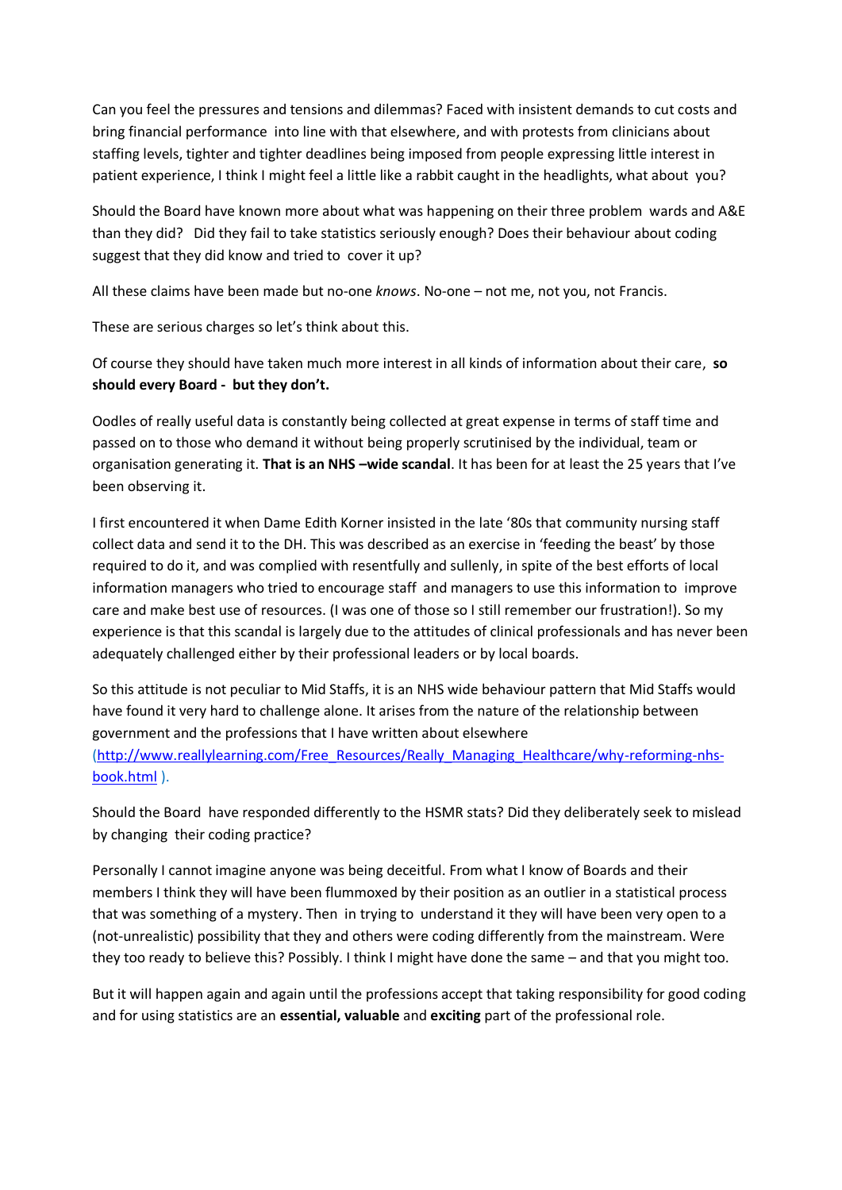Can you feel the pressures and tensions and dilemmas? Faced with insistent demands to cut costs and bring financial performance into line with that elsewhere, and with protests from clinicians about staffing levels, tighter and tighter deadlines being imposed from people expressing little interest in patient experience, I think I might feel a little like a rabbit caught in the headlights, what about you?

Should the Board have known more about what was happening on their three problem wards and A&E than they did? Did they fail to take statistics seriously enough? Does their behaviour about coding suggest that they did know and tried to cover it up?

All these claims have been made but no-one *knows*. No-one – not me, not you, not Francis.

These are serious charges so let's think about this.

Of course they should have taken much more interest in all kinds of information about their care, **so should every Board - but they don't.**

Oodles of really useful data is constantly being collected at great expense in terms of staff time and passed on to those who demand it without being properly scrutinised by the individual, team or organisation generating it. **That is an NHS –wide scandal**. It has been for at least the 25 years that I've been observing it.

I first encountered it when Dame Edith Korner insisted in the late '80s that community nursing staff collect data and send it to the DH. This was described as an exercise in 'feeding the beast' by those required to do it, and was complied with resentfully and sullenly, in spite of the best efforts of local information managers who tried to encourage staff and managers to use this information to improve care and make best use of resources. (I was one of those so I still remember our frustration!). So my experience is that this scandal is largely due to the attitudes of clinical professionals and has never been adequately challenged either by their professional leaders or by local boards.

So this attitude is not peculiar to Mid Staffs, it is an NHS wide behaviour pattern that Mid Staffs would have found it very hard to challenge alone. It arises from the nature of the relationship between government and the professions that I have written about elsewhere (http://www.reallylearning.com/Free_Resources/Really_Managing_Healthcare/why-reforming-nhs-book.html ).

Should the Board have responded differently to the HSMR stats? Did they deliberately seek to mislead by changing their coding practice?

Personally I cannot imagine anyone was being deceitful. From what I know of Boards and their members I think they will have been flummoxed by their position as an outlier in a statistical process that was something of a mystery. Then in trying to understand it they will have been very open to a (not-unrealistic) possibility that they and others were coding differently from the mainstream. Were they too ready to believe this? Possibly. I think I might have done the same – and that you might too.

But it will happen again and again until the professions accept that taking responsibility for good coding and for using statistics are an **essential, valuable** and **exciting** part of the professional role.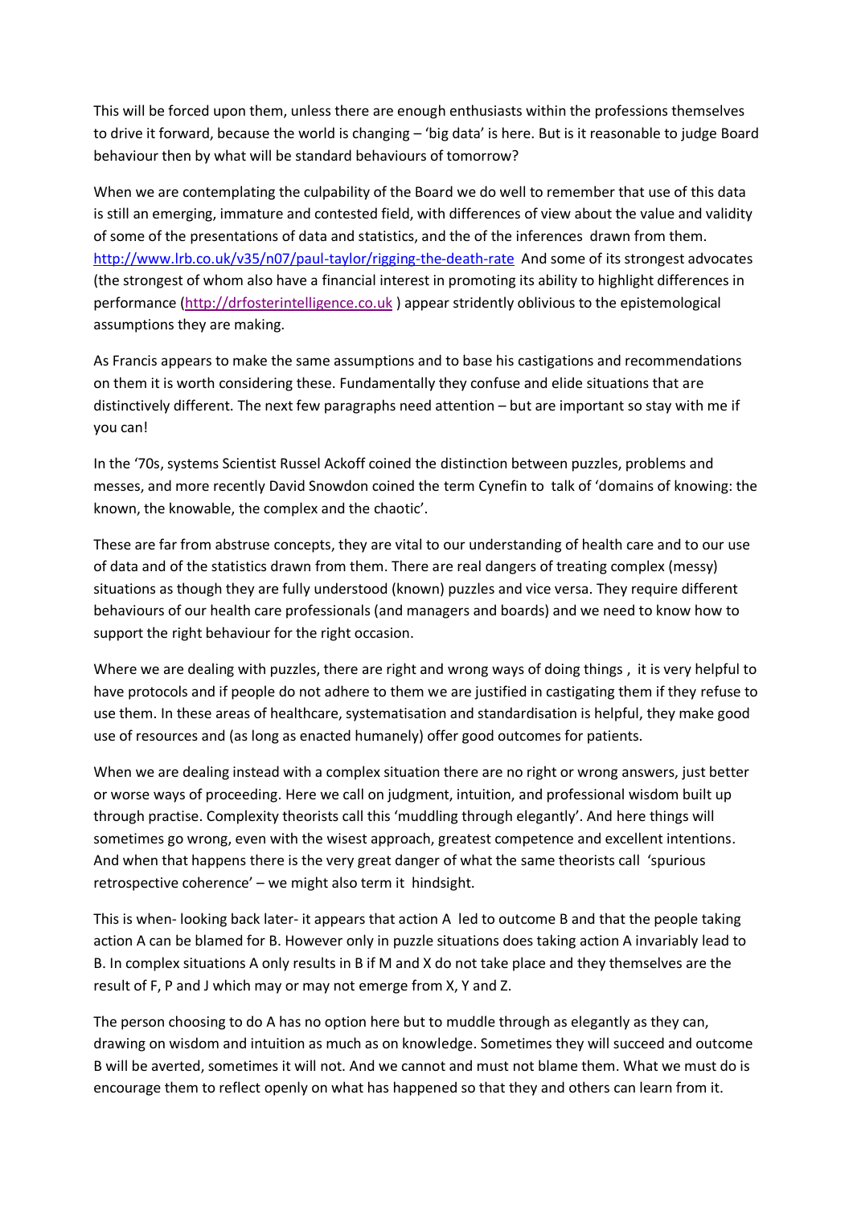This will be forced upon them, unless there are enough enthusiasts within the professions themselves to drive it forward, because the world is changing – 'big data' is here. But is it reasonable to judge Board behaviour then by what will be standard behaviours of tomorrow?

When we are contemplating the culpability of the Board we do well to remember that use of this data is still an emerging, immature and contested field, with differences of view about the value and validity of some of the presentations of data and statistics, and the of the inferences drawn from them. http://www.lrb.co.uk/v35/n07/paul-taylor/rigging-the-death-rate And some of its strongest advocates (the strongest of whom also have a financial interest in promoting its ability to highlight differences in performance (http://drfosterintelligence.co.uk ) appear stridently oblivious to the epistemological assumptions they are making.

As Francis appears to make the same assumptions and to base his castigations and recommendations on them it is worth considering these. Fundamentally they confuse and elide situations that are distinctively different. The next few paragraphs need attention – but are important so stay with me if you can!

In the '70s, systems Scientist Russel Ackoff coined the distinction between puzzles, problems and messes, and more recently David Snowdon coined the term Cynefin to talk of 'domains of knowing: the known, the knowable, the complex and the chaotic'.

These are far from abstruse concepts, they are vital to our understanding of health care and to our use of data and of the statistics drawn from them. There are real dangers of treating complex (messy) situations as though they are fully understood (known) puzzles and vice versa. They require different behaviours of our health care professionals (and managers and boards) and we need to know how to support the right behaviour for the right occasion.

Where we are dealing with puzzles, there are right and wrong ways of doing things , it is very helpful to have protocols and if people do not adhere to them we are justified in castigating them if they refuse to use them. In these areas of healthcare, systematisation and standardisation is helpful, they make good use of resources and (as long as enacted humanely) offer good outcomes for patients.

When we are dealing instead with a complex situation there are no right or wrong answers, just better or worse ways of proceeding. Here we call on judgment, intuition, and professional wisdom built up through practise. Complexity theorists call this 'muddling through elegantly'. And here things will sometimes go wrong, even with the wisest approach, greatest competence and excellent intentions. And when that happens there is the very great danger of what the same theorists call 'spurious retrospective coherence' – we might also term it hindsight.

This is when- looking back later- it appears that action A led to outcome B and that the people taking action A can be blamed for B. However only in puzzle situations does taking action A invariably lead to B. In complex situations A only results in B if M and X do not take place and they themselves are the result of F, P and J which may or may not emerge from X, Y and Z.

The person choosing to do A has no option here but to muddle through as elegantly as they can, drawing on wisdom and intuition as much as on knowledge. Sometimes they will succeed and outcome B will be averted, sometimes it will not. And we cannot and must not blame them. What we must do is encourage them to reflect openly on what has happened so that they and others can learn from it.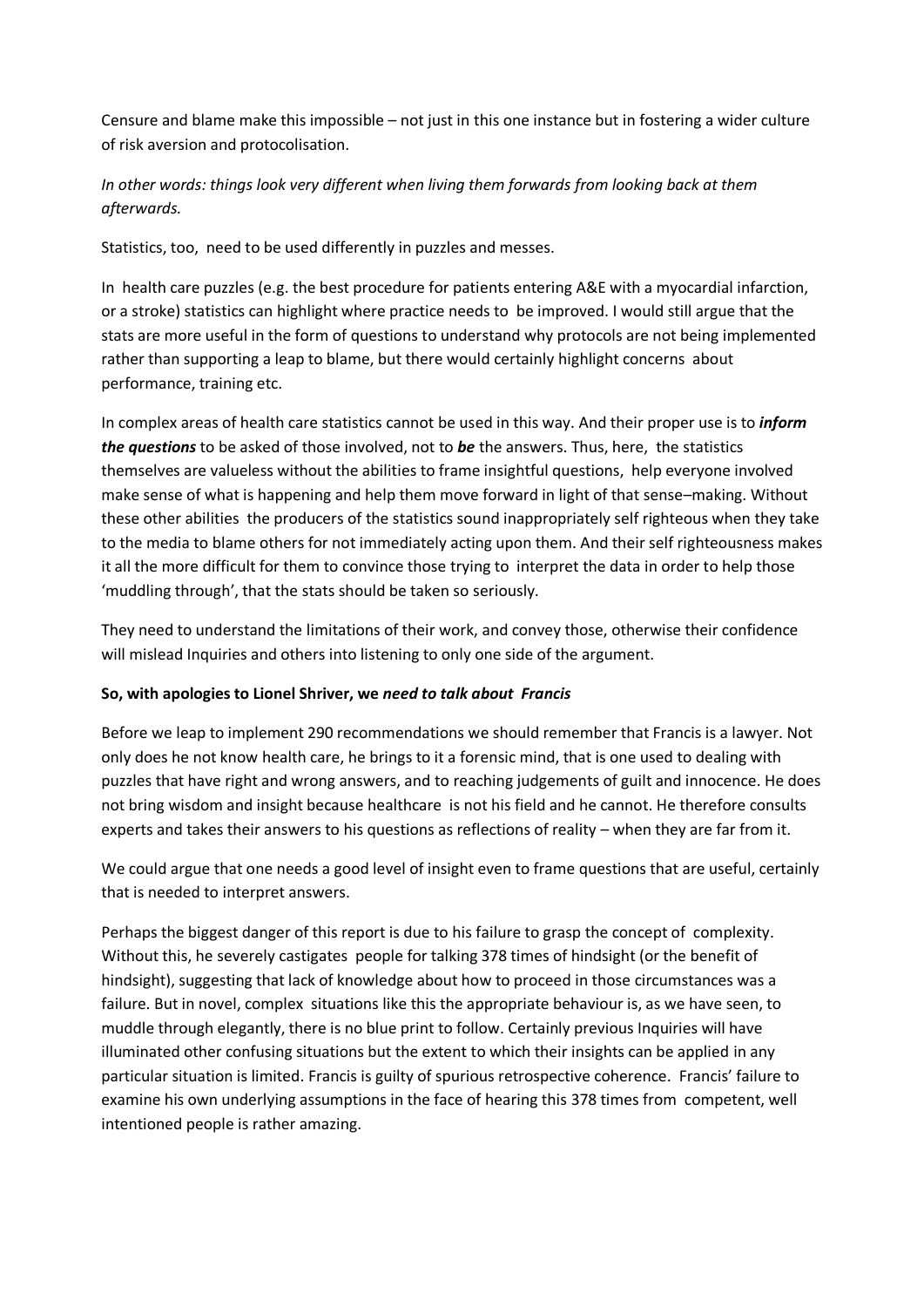Censure and blame make this impossible – not just in this one instance but in fostering a wider culture of risk aversion and protocolisation.

*In other words: things look very different when living them forwards from looking back at them afterwards.*

Statistics, too, need to be used differently in puzzles and messes.

In health care puzzles (e.g. the best procedure for patients entering A&E with a myocardial infarction, or a stroke) statistics can highlight where practice needs to be improved. I would still argue that the stats are more useful in the form of questions to understand why protocols are not being implemented rather than supporting a leap to blame, but there would certainly highlight concerns about performance, training etc.

In complex areas of health care statistics cannot be used in this way. And their proper use is to ***inform the questions*** to be asked of those involved, not to ***be*** the answers. Thus, here, the statistics themselves are valueless without the abilities to frame insightful questions, help everyone involved make sense of what is happening and help them move forward in light of that sense–making. Without these other abilities the producers of the statistics sound inappropriately self righteous when they take to the media to blame others for not immediately acting upon them. And their self righteousness makes it all the more difficult for them to convince those trying to interpret the data in order to help those 'muddling through', that the stats should be taken so seriously.

They need to understand the limitations of their work, and convey those, otherwise their confidence will mislead Inquiries and others into listening to only one side of the argument.

**So, with apologies to Lionel Shriver, we *need to talk about Francis***

Before we leap to implement 290 recommendations we should remember that Francis is a lawyer. Not only does he not know health care, he brings to it a forensic mind, that is one used to dealing with puzzles that have right and wrong answers, and to reaching judgements of guilt and innocence. He does not bring wisdom and insight because healthcare is not his field and he cannot. He therefore consults experts and takes their answers to his questions as reflections of reality – when they are far from it.

We could argue that one needs a good level of insight even to frame questions that are useful, certainly that is needed to interpret answers.

Perhaps the biggest danger of this report is due to his failure to grasp the concept of complexity. Without this, he severely castigates people for talking 378 times of hindsight (or the benefit of hindsight), suggesting that lack of knowledge about how to proceed in those circumstances was a failure. But in novel, complex situations like this the appropriate behaviour is, as we have seen, to muddle through elegantly, there is no blue print to follow. Certainly previous Inquiries will have illuminated other confusing situations but the extent to which their insights can be applied in any particular situation is limited. Francis is guilty of spurious retrospective coherence. Francis' failure to examine his own underlying assumptions in the face of hearing this 378 times from competent, well intentioned people is rather amazing.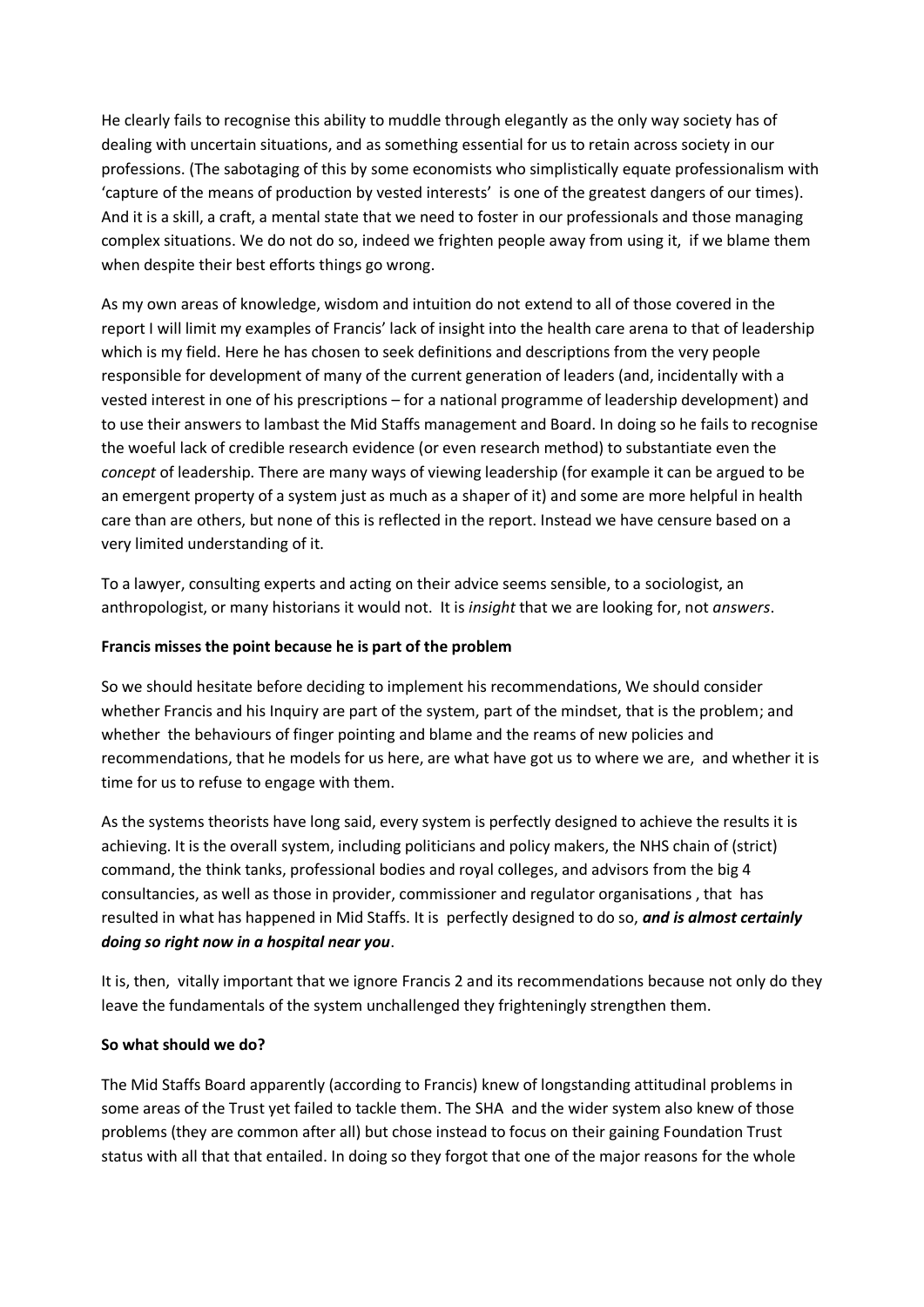He clearly fails to recognise this ability to muddle through elegantly as the only way society has of dealing with uncertain situations, and as something essential for us to retain across society in our professions. (The sabotaging of this by some economists who simplistically equate professionalism with 'capture of the means of production by vested interests' is one of the greatest dangers of our times). And it is a skill, a craft, a mental state that we need to foster in our professionals and those managing complex situations. We do not do so, indeed we frighten people away from using it, if we blame them when despite their best efforts things go wrong.

As my own areas of knowledge, wisdom and intuition do not extend to all of those covered in the report I will limit my examples of Francis' lack of insight into the health care arena to that of leadership which is my field. Here he has chosen to seek definitions and descriptions from the very people responsible for development of many of the current generation of leaders (and, incidentally with a vested interest in one of his prescriptions – for a national programme of leadership development) and to use their answers to lambast the Mid Staffs management and Board. In doing so he fails to recognise the woeful lack of credible research evidence (or even research method) to substantiate even the *concept* of leadership. There are many ways of viewing leadership (for example it can be argued to be an emergent property of a system just as much as a shaper of it) and some are more helpful in health care than are others, but none of this is reflected in the report. Instead we have censure based on a very limited understanding of it.

To a lawyer, consulting experts and acting on their advice seems sensible, to a sociologist, an anthropologist, or many historians it would not. It is *insight* that we are looking for, not *answers*.

**Francis misses the point because he is part of the problem**

So we should hesitate before deciding to implement his recommendations, We should consider whether Francis and his Inquiry are part of the system, part of the mindset, that is the problem; and whether the behaviours of finger pointing and blame and the reams of new policies and recommendations, that he models for us here, are what have got us to where we are, and whether it is time for us to refuse to engage with them.

As the systems theorists have long said, every system is perfectly designed to achieve the results it is achieving. It is the overall system, including politicians and policy makers, the NHS chain of (strict) command, the think tanks, professional bodies and royal colleges, and advisors from the big 4 consultancies, as well as those in provider, commissioner and regulator organisations , that has resulted in what has happened in Mid Staffs. It is perfectly designed to do so, ***and is almost certainly doing so right now in a hospital near you***.

It is, then, vitally important that we ignore Francis 2 and its recommendations because not only do they leave the fundamentals of the system unchallenged they frighteningly strengthen them.

**So what should we do?**

The Mid Staffs Board apparently (according to Francis) knew of longstanding attitudinal problems in some areas of the Trust yet failed to tackle them. The SHA and the wider system also knew of those problems (they are common after all) but chose instead to focus on their gaining Foundation Trust status with all that that entailed. In doing so they forgot that one of the major reasons for the whole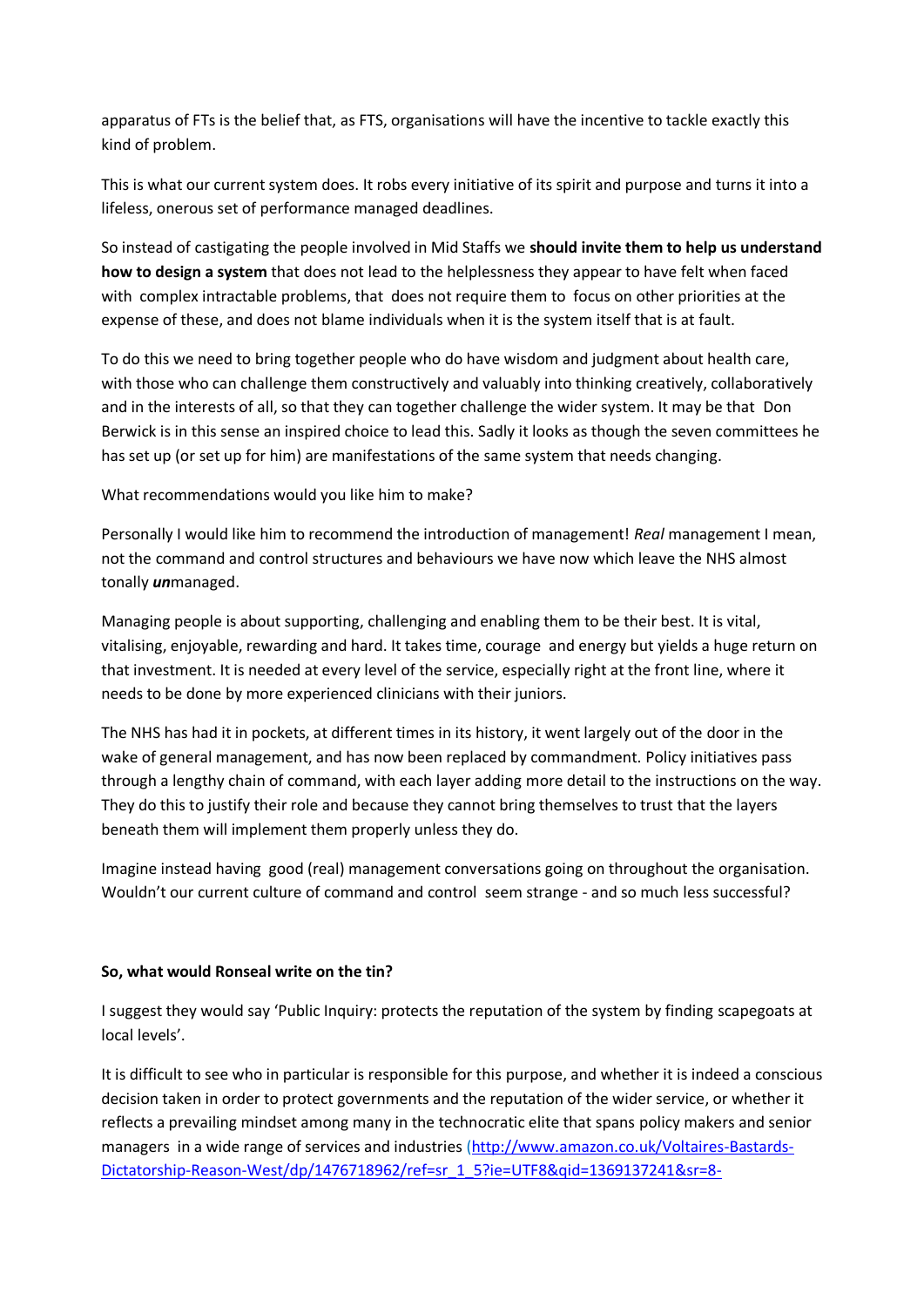apparatus of FTs is the belief that, as FTS, organisations will have the incentive to tackle exactly this kind of problem.

This is what our current system does. It robs every initiative of its spirit and purpose and turns it into a lifeless, onerous set of performance managed deadlines.

So instead of castigating the people involved in Mid Staffs we **should invite them to help us understand how to design a system** that does not lead to the helplessness they appear to have felt when faced with complex intractable problems, that does not require them to focus on other priorities at the expense of these, and does not blame individuals when it is the system itself that is at fault.

To do this we need to bring together people who do have wisdom and judgment about health care, with those who can challenge them constructively and valuably into thinking creatively, collaboratively and in the interests of all, so that they can together challenge the wider system. It may be that Don Berwick is in this sense an inspired choice to lead this. Sadly it looks as though the seven committees he has set up (or set up for him) are manifestations of the same system that needs changing.

What recommendations would you like him to make?

Personally I would like him to recommend the introduction of management! *Real* management I mean, not the command and control structures and behaviours we have now which leave the NHS almost tonally ***un***managed.

Managing people is about supporting, challenging and enabling them to be their best. It is vital, vitalising, enjoyable, rewarding and hard. It takes time, courage and energy but yields a huge return on that investment. It is needed at every level of the service, especially right at the front line, where it needs to be done by more experienced clinicians with their juniors.

The NHS has had it in pockets, at different times in its history, it went largely out of the door in the wake of general management, and has now been replaced by commandment. Policy initiatives pass through a lengthy chain of command, with each layer adding more detail to the instructions on the way. They do this to justify their role and because they cannot bring themselves to trust that the layers beneath them will implement them properly unless they do.

Imagine instead having good (real) management conversations going on throughout the organisation. Wouldn't our current culture of command and control seem strange - and so much less successful?

**So, what would Ronseal write on the tin?**

I suggest they would say 'Public Inquiry: protects the reputation of the system by finding scapegoats at local levels'.

It is difficult to see who in particular is responsible for this purpose, and whether it is indeed a conscious decision taken in order to protect governments and the reputation of the wider service, or whether it reflects a prevailing mindset among many in the technocratic elite that spans policy makers and senior managers in a wide range of services and industries (http://www.amazon.co.uk/Voltaires-Bastards-Dictatorship-Reason-West/dp/1476718962/ref=sr_1_5?ie=UTF8&qid=1369137241&sr=8-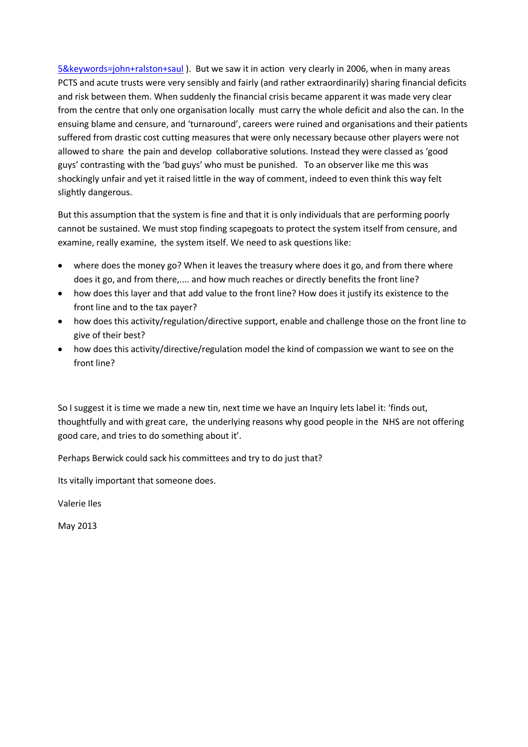5&keywords=john+ralston+saul ). But we saw it in action very clearly in 2006, when in many areas PCTS and acute trusts were very sensibly and fairly (and rather extraordinarily) sharing financial deficits and risk between them. When suddenly the financial crisis became apparent it was made very clear from the centre that only one organisation locally must carry the whole deficit and also the can. In the ensuing blame and censure, and 'turnaround', careers were ruined and organisations and their patients suffered from drastic cost cutting measures that were only necessary because other players were not allowed to share the pain and develop collaborative solutions. Instead they were classed as 'good guys' contrasting with the 'bad guys' who must be punished. To an observer like me this was shockingly unfair and yet it raised little in the way of comment, indeed to even think this way felt slightly dangerous.

But this assumption that the system is fine and that it is only individuals that are performing poorly cannot be sustained. We must stop finding scapegoats to protect the system itself from censure, and examine, really examine, the system itself. We need to ask questions like:

- where does the money go? When it leaves the treasury where does it go, and from there where does it go, and from there,.... and how much reaches or directly benefits the front line?
- how does this layer and that add value to the front line? How does it justify its existence to the front line and to the tax payer?
- how does this activity/regulation/directive support, enable and challenge those on the front line to give of their best?
- how does this activity/directive/regulation model the kind of compassion we want to see on the front line?

So I suggest it is time we made a new tin, next time we have an Inquiry lets label it: 'finds out, thoughtfully and with great care, the underlying reasons why good people in the NHS are not offering good care, and tries to do something about it'.

Perhaps Berwick could sack his committees and try to do just that?

Its vitally important that someone does.

Valerie Iles

May 2013